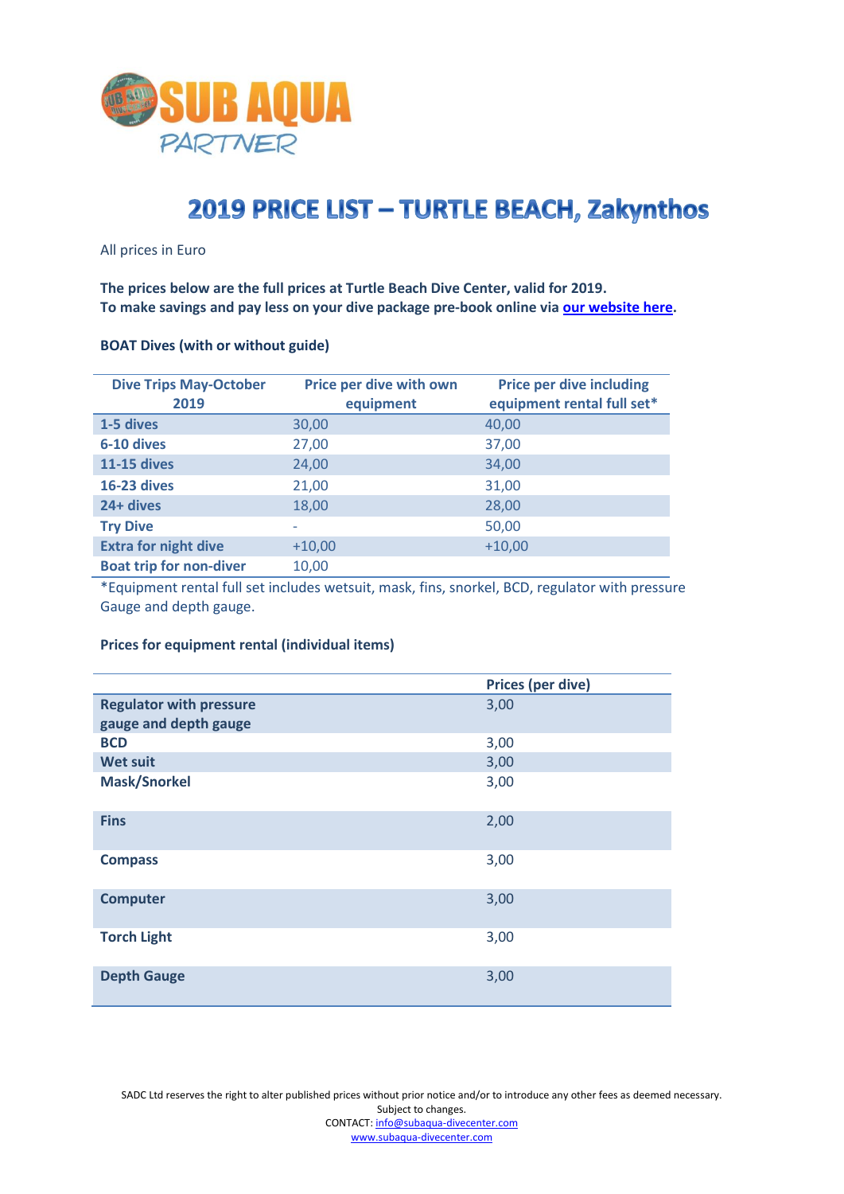# 2019 PRICE LIST – TURTLE BEACH, Zakynthos

All prices in Euro

**The prices below are the full prices at Turtle Beach Dive Center, valid for 2019.**
**To make savings and pay less on your dive package pre-book online via [our website here](#).**

### BOAT Dives (with or without guide)

| Dive Trips May-October 2019 | Price per dive with own equipment | Price per dive including equipment rental full set* |
|---|---|---|
| **1-5 dives** | 30,00 | 40,00 |
| **6-10 dives** | 27,00 | 37,00 |
| **11-15 dives** | 24,00 | 34,00 |
| **16-23 dives** | 21,00 | 31,00 |
| **24+ dives** | 18,00 | 28,00 |
| **Try Dive** | - | 50,00 |
| **Extra for night dive** | +10,00 | +10,00 |
| **Boat trip for non-diver** | 10,00 | |

*Equipment rental full set includes wetsuit, mask, fins, snorkel, BCD, regulator with pressure Gauge and depth gauge.

### Prices for equipment rental (individual items)

| | Prices (per dive) |
|---|---|
| **Regulator with pressure gauge and depth gauge** | 3,00 |
| **BCD** | 3,00 |
| **Wet suit** | 3,00 |
| **Mask/Snorkel** | 3,00 |
| **Fins** | 2,00 |
| **Compass** | 3,00 |
| **Computer** | 3,00 |
| **Torch Light** | 3,00 |
| **Depth Gauge** | 3,00 |

SADC Ltd reserves the right to alter published prices without prior notice and/or to introduce any other fees as deemed necessary.
Subject to changes.
CONTACT: info@subaqua-divecenter.com
www.subaqua-divecenter.com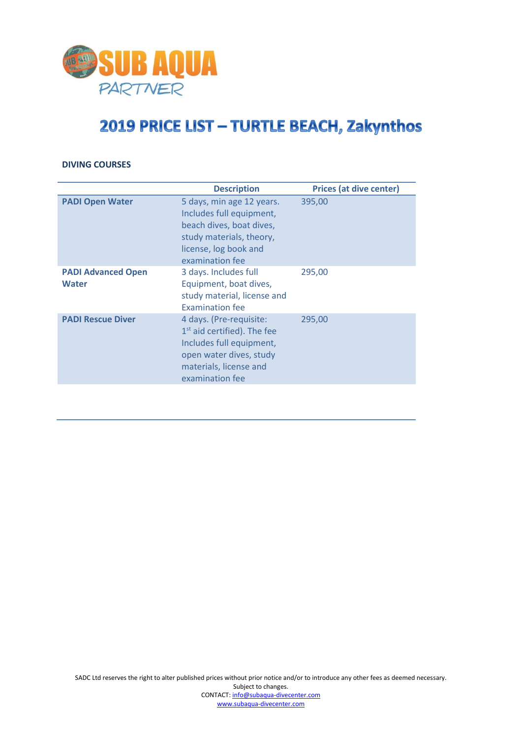# 2019 PRICE LIST – TURTLE BEACH, Zakynthos

**DIVING COURSES**

| | Description | Prices (at dive center) |
| --- | --- | --- |
| **PADI Open Water** | 5 days, min age 12 years. Includes full equipment, beach dives, boat dives, study materials, theory, license, log book and examination fee | 395,00 |
| **PADI Advanced Open Water** | 3 days. Includes full Equipment, boat dives, study material, license and Examination fee | 295,00 |
| **PADI Rescue Diver** | 4 days. (Pre-requisite: 1st aid certified). The fee Includes full equipment, open water dives, study materials, license and examination fee | 295,00 |

SADC Ltd reserves the right to alter published prices without prior notice and/or to introduce any other fees as deemed necessary.
Subject to changes.
CONTACT: info@subaqua-divecenter.com
www.subaqua-divecenter.com